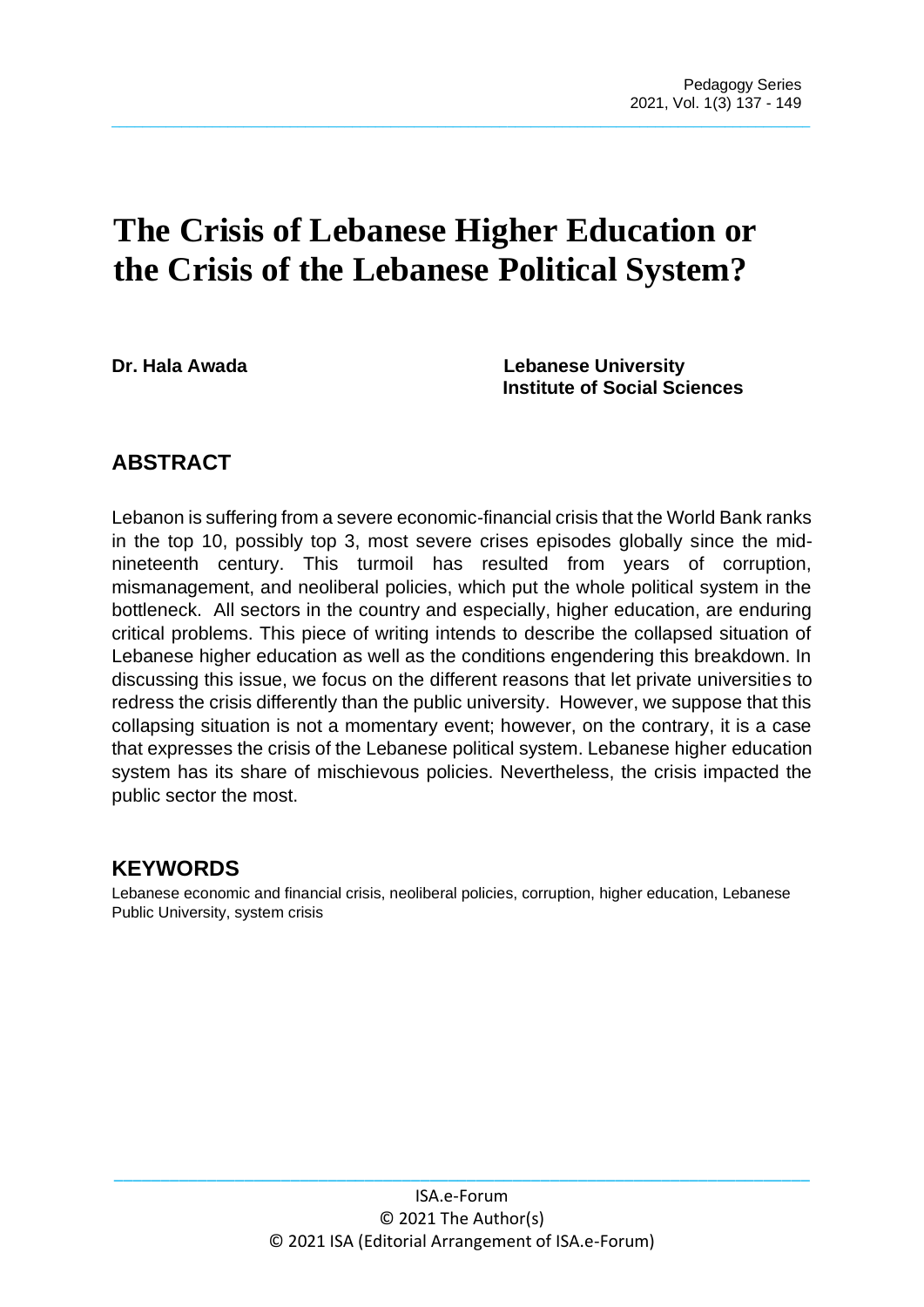# The Crisis of Lebanese Higher Education or the Crisis of the Lebanese Political System?

**Dr. Hala Awada**

**Lebanese University**
**Institute of Social Sciences**

## ABSTRACT

Lebanon is suffering from a severe economic-financial crisis that the World Bank ranks in the top 10, possibly top 3, most severe crises episodes globally since the mid-nineteenth century. This turmoil has resulted from years of corruption, mismanagement, and neoliberal policies, which put the whole political system in the bottleneck. All sectors in the country and especially, higher education, are enduring critical problems. This piece of writing intends to describe the collapsed situation of Lebanese higher education as well as the conditions engendering this breakdown. In discussing this issue, we focus on the different reasons that let private universities to redress the crisis differently than the public university. However, we suppose that this collapsing situation is not a momentary event; however, on the contrary, it is a case that expresses the crisis of the Lebanese political system. Lebanese higher education system has its share of mischievous policies. Nevertheless, the crisis impacted the public sector the most.

## KEYWORDS

Lebanese economic and financial crisis, neoliberal policies, corruption, higher education, Lebanese Public University, system crisis

ISA.e-Forum
© 2021 The Author(s)
© 2021 ISA (Editorial Arrangement of ISA.e-Forum)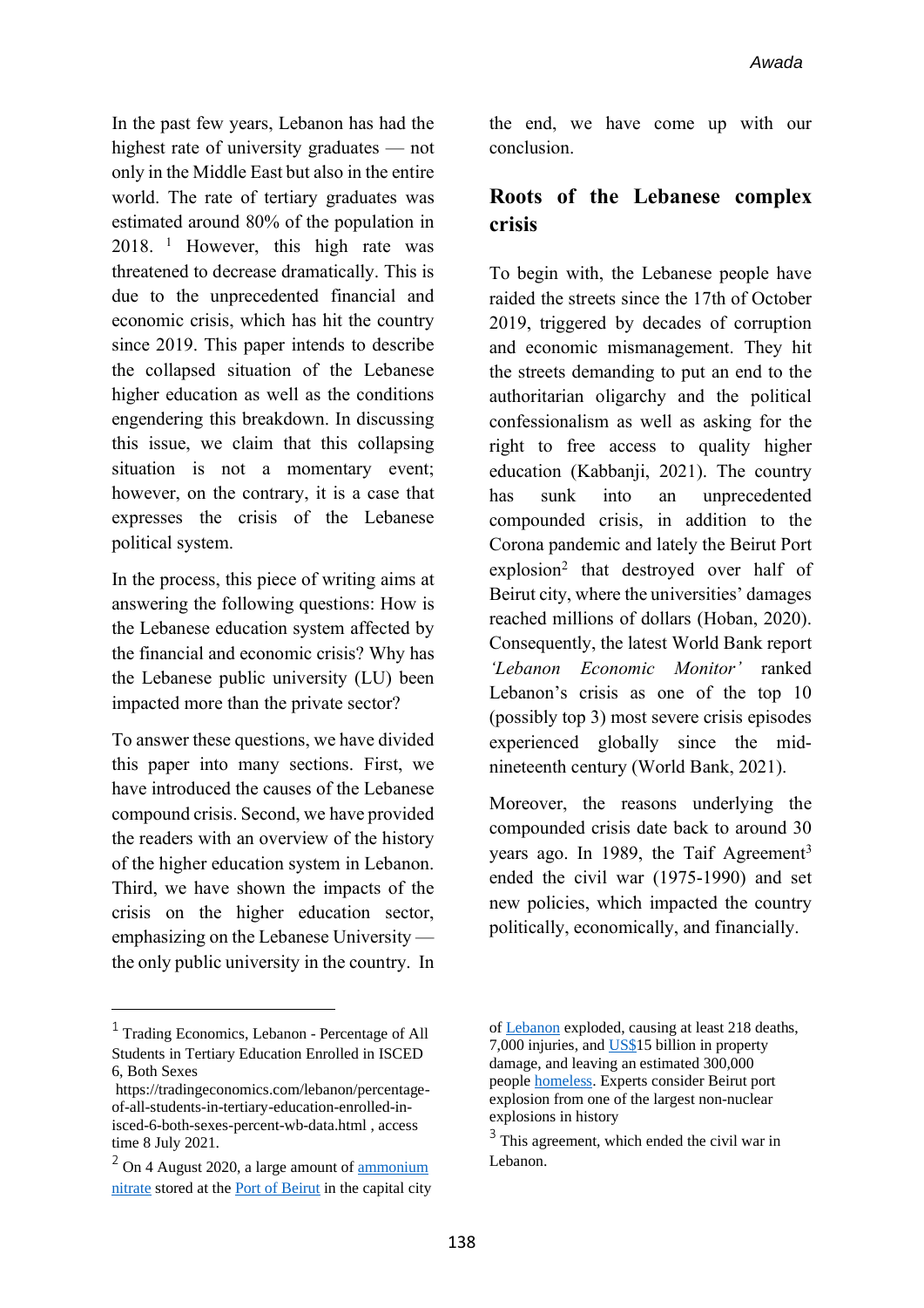In the past few years, Lebanon has had the highest rate of university graduates — not only in the Middle East but also in the entire world. The rate of tertiary graduates was estimated around 80% of the population in 2018. [1] However, this high rate was threatened to decrease dramatically. This is due to the unprecedented financial and economic crisis, which has hit the country since 2019. This paper intends to describe the collapsed situation of the Lebanese higher education as well as the conditions engendering this breakdown. In discussing this issue, we claim that this collapsing situation is not a momentary event; however, on the contrary, it is a case that expresses the crisis of the Lebanese political system.

In the process, this piece of writing aims at answering the following questions: How is the Lebanese education system affected by the financial and economic crisis? Why has the Lebanese public university (LU) been impacted more than the private sector?

To answer these questions, we have divided this paper into many sections. First, we have introduced the causes of the Lebanese compound crisis. Second, we have provided the readers with an overview of the history of the higher education system in Lebanon. Third, we have shown the impacts of the crisis on the higher education sector, emphasizing on the Lebanese University — the only public university in the country. In the end, we have come up with our conclusion.

## Roots of the Lebanese complex crisis

To begin with, the Lebanese people have raided the streets since the 17th of October 2019, triggered by decades of corruption and economic mismanagement. They hit the streets demanding to put an end to the authoritarian oligarchy and the political confessionalism as well as asking for the right to free access to quality higher education (Kabbanji, 2021). The country has sunk into an unprecedented compounded crisis, in addition to the Corona pandemic and lately the Beirut Port explosion[2] that destroyed over half of Beirut city, where the universities' damages reached millions of dollars (Hoban, 2020). Consequently, the latest World Bank report *'Lebanon Economic Monitor'* ranked Lebanon's crisis as one of the top 10 (possibly top 3) most severe crisis episodes experienced globally since the mid-nineteenth century (World Bank, 2021).

Moreover, the reasons underlying the compounded crisis date back to around 30 years ago. In 1989, the Taif Agreement[3] ended the civil war (1975-1990) and set new policies, which impacted the country politically, economically, and financially.

---

[1] Trading Economics, Lebanon - Percentage of All Students in Tertiary Education Enrolled in ISCED 6, Both Sexes https://tradingeconomics.com/lebanon/percentage-of-all-students-in-tertiary-education-enrolled-in-isced-6-both-sexes-percent-wb-data.html , access time 8 July 2021.

[2] On 4 August 2020, a large amount of ammonium nitrate stored at the Port of Beirut in the capital city of Lebanon exploded, causing at least 218 deaths, 7,000 injuries, and US$15 billion in property damage, and leaving an estimated 300,000 people homeless. Experts consider Beirut port explosion from one of the largest non-nuclear explosions in history

[3] This agreement, which ended the civil war in Lebanon.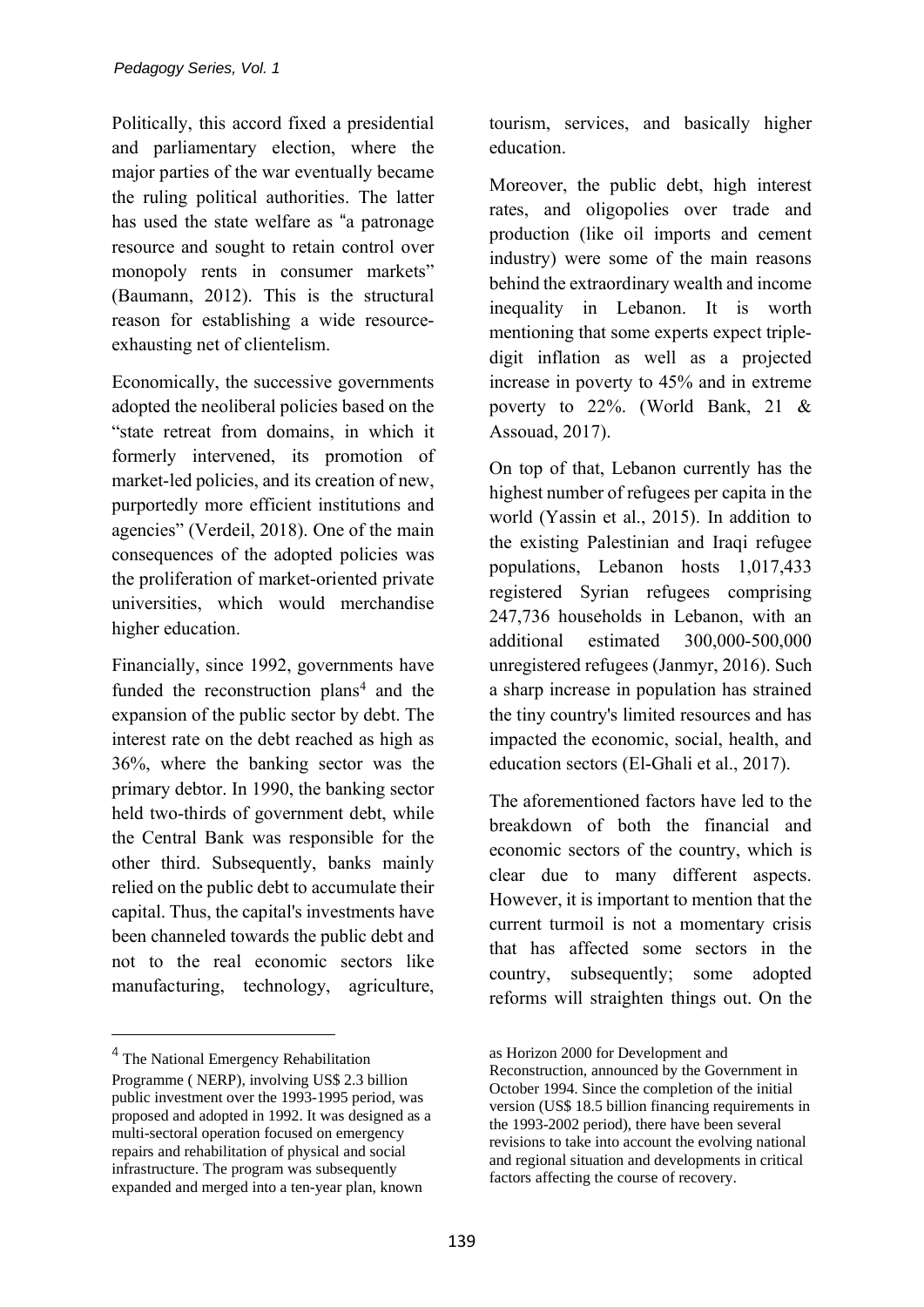Politically, this accord fixed a presidential and parliamentary election, where the major parties of the war eventually became the ruling political authorities. The latter has used the state welfare as "a patronage resource and sought to retain control over monopoly rents in consumer markets" (Baumann, 2012). This is the structural reason for establishing a wide resource-exhausting net of clientelism.

Economically, the successive governments adopted the neoliberal policies based on the "state retreat from domains, in which it formerly intervened, its promotion of market-led policies, and its creation of new, purportedly more efficient institutions and agencies" (Verdeil, 2018). One of the main consequences of the adopted policies was the proliferation of market-oriented private universities, which would merchandise higher education.

Financially, since 1992, governments have funded the reconstruction plans[4] and the expansion of the public sector by debt. The interest rate on the debt reached as high as 36%, where the banking sector was the primary debtor. In 1990, the banking sector held two-thirds of government debt, while the Central Bank was responsible for the other third. Subsequently, banks mainly relied on the public debt to accumulate their capital. Thus, the capital's investments have been channeled towards the public debt and not to the real economic sectors like manufacturing, technology, agriculture, tourism, services, and basically higher education.

Moreover, the public debt, high interest rates, and oligopolies over trade and production (like oil imports and cement industry) were some of the main reasons behind the extraordinary wealth and income inequality in Lebanon. It is worth mentioning that some experts expect triple-digit inflation as well as a projected increase in poverty to 45% and in extreme poverty to 22%. (World Bank, 21 & Assouad, 2017).

On top of that, Lebanon currently has the highest number of refugees per capita in the world (Yassin et al., 2015). In addition to the existing Palestinian and Iraqi refugee populations, Lebanon hosts 1,017,433 registered Syrian refugees comprising 247,736 households in Lebanon, with an additional estimated 300,000-500,000 unregistered refugees (Janmyr, 2016). Such a sharp increase in population has strained the tiny country's limited resources and has impacted the economic, social, health, and education sectors (El-Ghali et al., 2017).

The aforementioned factors have led to the breakdown of both the financial and economic sectors of the country, which is clear due to many different aspects. However, it is important to mention that the current turmoil is not a momentary crisis that has affected some sectors in the country, subsequently; some adopted reforms will straighten things out. On the

[4] The National Emergency Rehabilitation Programme ( NERP), involving US$ 2.3 billion public investment over the 1993-1995 period, was proposed and adopted in 1992. It was designed as a multi-sectoral operation focused on emergency repairs and rehabilitation of physical and social infrastructure. The program was subsequently expanded and merged into a ten-year plan, known as Horizon 2000 for Development and Reconstruction, announced by the Government in October 1994. Since the completion of the initial version (US$ 18.5 billion financing requirements in the 1993-2002 period), there have been several revisions to take into account the evolving national and regional situation and developments in critical factors affecting the course of recovery.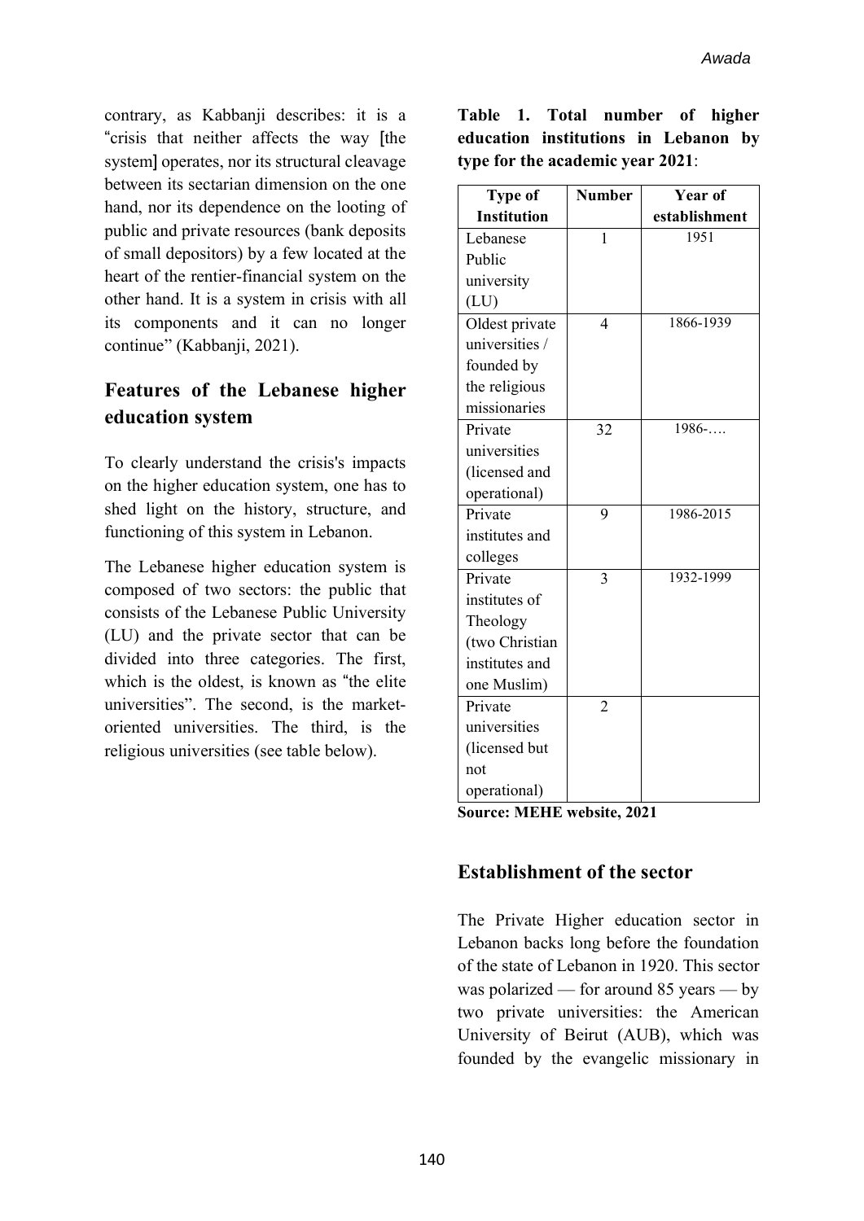contrary, as Kabbanji describes: it is a "crisis that neither affects the way [the system] operates, nor its structural cleavage between its sectarian dimension on the one hand, nor its dependence on the looting of public and private resources (bank deposits of small depositors) by a few located at the heart of the rentier-financial system on the other hand. It is a system in crisis with all its components and it can no longer continue" (Kabbanji, 2021).

## Features of the Lebanese higher education system

To clearly understand the crisis's impacts on the higher education system, one has to shed light on the history, structure, and functioning of this system in Lebanon.

The Lebanese higher education system is composed of two sectors: the public that consists of the Lebanese Public University (LU) and the private sector that can be divided into three categories. The first, which is the oldest, is known as "the elite universities". The second, is the market-oriented universities. The third, is the religious universities (see table below).

**Table 1. Total number of higher education institutions in Lebanon by type for the academic year 2021**:

| Type of Institution | Number | Year of establishment |
|---|---|---|
| Lebanese Public university (LU) | 1 | 1951 |
| Oldest private universities / founded by the religious missionaries | 4 | 1866-1939 |
| Private universities (licensed and operational) | 32 | 1986-…. |
| Private institutes and colleges | 9 | 1986-2015 |
| Private institutes of Theology (two Christian institutes and one Muslim) | 3 | 1932-1999 |
| Private universities (licensed but not operational) | 2 | |

**Source: MEHE website, 2021**

## Establishment of the sector

The Private Higher education sector in Lebanon backs long before the foundation of the state of Lebanon in 1920. This sector was polarized — for around 85 years — by two private universities: the American University of Beirut (AUB), which was founded by the evangelic missionary in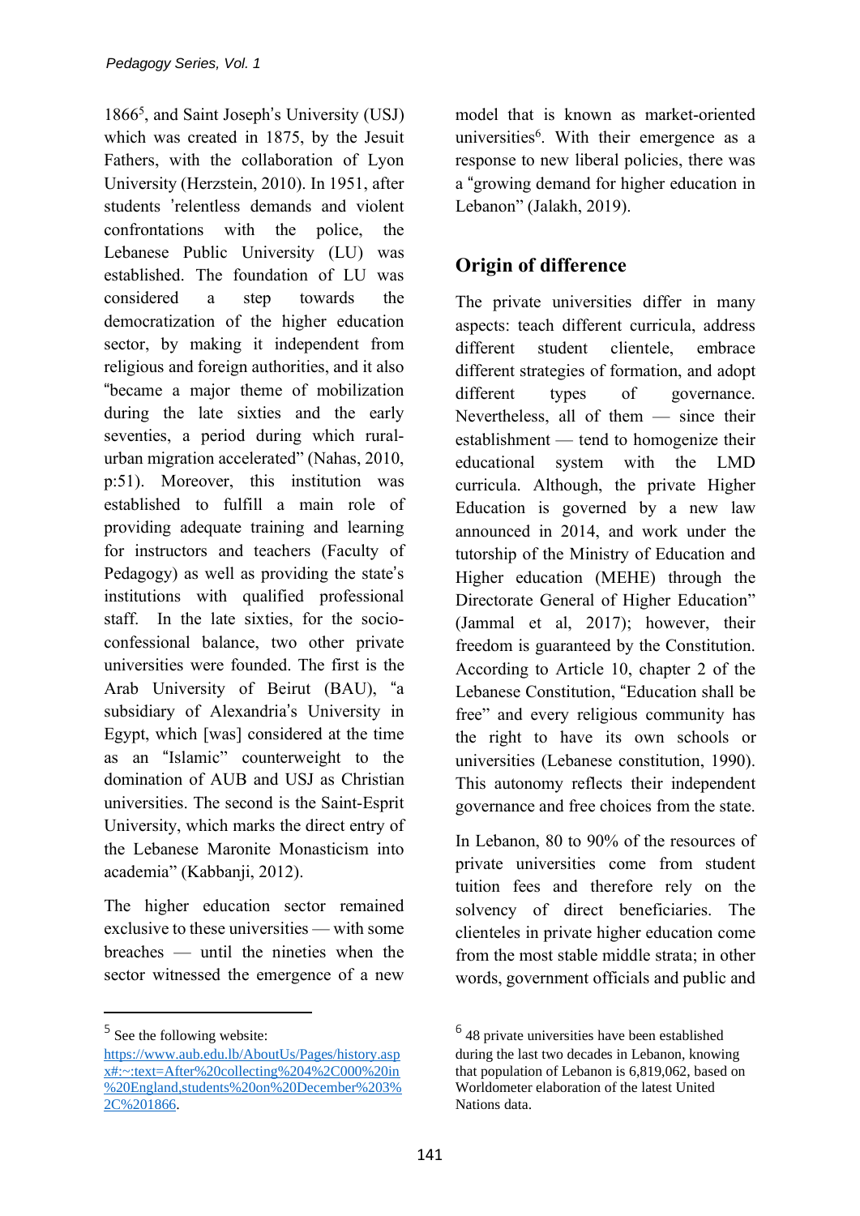1866[5], and Saint Joseph's University (USJ) which was created in 1875, by the Jesuit Fathers, with the collaboration of Lyon University (Herzstein, 2010). In 1951, after students 'relentless demands and violent confrontations with the police, the Lebanese Public University (LU) was established. The foundation of LU was considered a step towards the democratization of the higher education sector, by making it independent from religious and foreign authorities, and it also "became a major theme of mobilization during the late sixties and the early seventies, a period during which rural-urban migration accelerated" (Nahas, 2010, p:51). Moreover, this institution was established to fulfill a main role of providing adequate training and learning for instructors and teachers (Faculty of Pedagogy) as well as providing the state's institutions with qualified professional staff. In the late sixties, for the socio-confessional balance, two other private universities were founded. The first is the Arab University of Beirut (BAU), "a subsidiary of Alexandria's University in Egypt, which [was] considered at the time as an "Islamic" counterweight to the domination of AUB and USJ as Christian universities. The second is the Saint-Esprit University, which marks the direct entry of the Lebanese Maronite Monasticism into academia" (Kabbanji, 2012).

The higher education sector remained exclusive to these universities — with some breaches — until the nineties when the sector witnessed the emergence of a new model that is known as market-oriented universities[6]. With their emergence as a response to new liberal policies, there was a "growing demand for higher education in Lebanon" (Jalakh, 2019).

## Origin of difference

The private universities differ in many aspects: teach different curricula, address different student clientele, embrace different strategies of formation, and adopt different types of governance. Nevertheless, all of them — since their establishment — tend to homogenize their educational system with the LMD curricula. Although, the private Higher Education is governed by a new law announced in 2014, and work under the tutorship of the Ministry of Education and Higher education (MEHE) through the Directorate General of Higher Education" (Jammal et al, 2017); however, their freedom is guaranteed by the Constitution. According to Article 10, chapter 2 of the Lebanese Constitution, "Education shall be free" and every religious community has the right to have its own schools or universities (Lebanese constitution, 1990). This autonomy reflects their independent governance and free choices from the state.

In Lebanon, 80 to 90% of the resources of private universities come from student tuition fees and therefore rely on the solvency of direct beneficiaries. The clienteles in private higher education come from the most stable middle strata; in other words, government officials and public and

---

[5] See the following website: https://www.aub.edu.lb/AboutUs/Pages/history.aspx#:~:text=After%20collecting%204%2C000%20in%20England,students%20on%20December%203%2C%201866.

[6] 48 private universities have been established during the last two decades in Lebanon, knowing that population of Lebanon is 6,819,062, based on Worldometer elaboration of the latest United Nations data.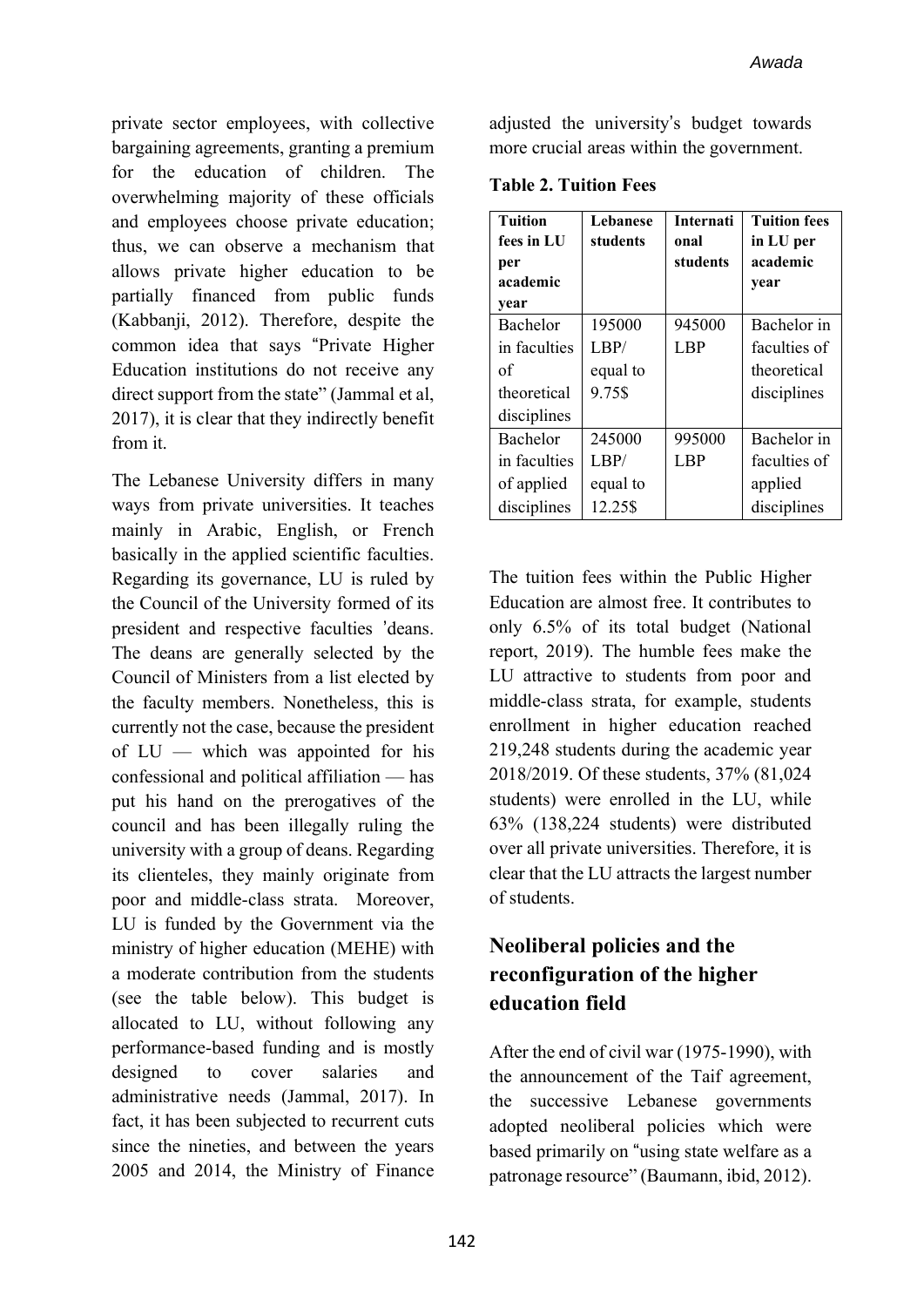private sector employees, with collective bargaining agreements, granting a premium for the education of children. The overwhelming majority of these officials and employees choose private education; thus, we can observe a mechanism that allows private higher education to be partially financed from public funds (Kabbanji, 2012). Therefore, despite the common idea that says "Private Higher Education institutions do not receive any direct support from the state" (Jammal et al, 2017), it is clear that they indirectly benefit from it.

The Lebanese University differs in many ways from private universities. It teaches mainly in Arabic, English, or French basically in the applied scientific faculties. Regarding its governance, LU is ruled by the Council of the University formed of its president and respective faculties 'deans. The deans are generally selected by the Council of Ministers from a list elected by the faculty members. Nonetheless, this is currently not the case, because the president of LU — which was appointed for his confessional and political affiliation — has put his hand on the prerogatives of the council and has been illegally ruling the university with a group of deans. Regarding its clienteles, they mainly originate from poor and middle-class strata. Moreover, LU is funded by the Government via the ministry of higher education (MEHE) with a moderate contribution from the students (see the table below). This budget is allocated to LU, without following any performance-based funding and is mostly designed to cover salaries and administrative needs (Jammal, 2017). In fact, it has been subjected to recurrent cuts since the nineties, and between the years 2005 and 2014, the Ministry of Finance adjusted the university's budget towards more crucial areas within the government.

**Table 2. Tuition Fees**

| Tuition fees in LU per academic year | Lebanese students | International students | Tuition fees in LU per academic year |
|---|---|---|---|
| Bachelor in faculties of theoretical disciplines | 195000 LBP/ equal to 9.75$ | 945000 LBP | Bachelor in faculties of theoretical disciplines |
| Bachelor in faculties of applied disciplines | 245000 LBP/ equal to 12.25$ | 995000 LBP | Bachelor in faculties of applied disciplines |

The tuition fees within the Public Higher Education are almost free. It contributes to only 6.5% of its total budget (National report, 2019). The humble fees make the LU attractive to students from poor and middle-class strata, for example, students enrollment in higher education reached 219,248 students during the academic year 2018/2019. Of these students, 37% (81,024 students) were enrolled in the LU, while 63% (138,224 students) were distributed over all private universities. Therefore, it is clear that the LU attracts the largest number of students.

## Neoliberal policies and the reconfiguration of the higher education field

After the end of civil war (1975-1990), with the announcement of the Taif agreement, the successive Lebanese governments adopted neoliberal policies which were based primarily on "using state welfare as a patronage resource" (Baumann, ibid, 2012).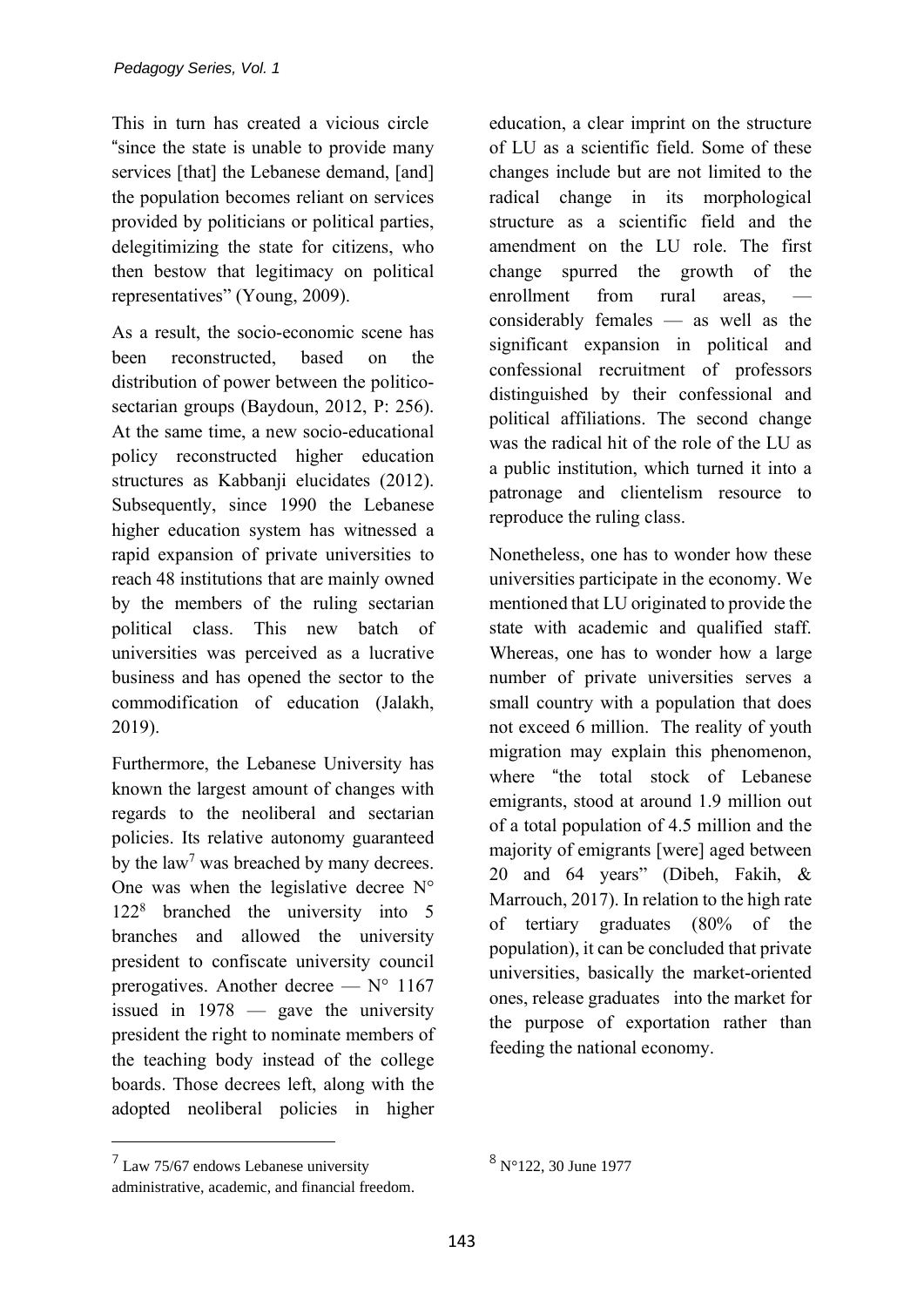This in turn has created a vicious circle "since the state is unable to provide many services [that] the Lebanese demand, [and] the population becomes reliant on services provided by politicians or political parties, delegitimizing the state for citizens, who then bestow that legitimacy on political representatives" (Young, 2009).

As a result, the socio-economic scene has been reconstructed, based on the distribution of power between the politico-sectarian groups (Baydoun, 2012, P: 256). At the same time, a new socio-educational policy reconstructed higher education structures as Kabbanji elucidates (2012). Subsequently, since 1990 the Lebanese higher education system has witnessed a rapid expansion of private universities to reach 48 institutions that are mainly owned by the members of the ruling sectarian political class. This new batch of universities was perceived as a lucrative business and has opened the sector to the commodification of education (Jalakh, 2019).

Furthermore, the Lebanese University has known the largest amount of changes with regards to the neoliberal and sectarian policies. Its relative autonomy guaranteed by the law[7] was breached by many decrees. One was when the legislative decree N° 122[8] branched the university into 5 branches and allowed the university president to confiscate university council prerogatives. Another decree — N° 1167 issued in 1978 — gave the university president the right to nominate members of the teaching body instead of the college boards. Those decrees left, along with the adopted neoliberal policies in higher education, a clear imprint on the structure of LU as a scientific field. Some of these changes include but are not limited to the radical change in its morphological structure as a scientific field and the amendment on the LU role. The first change spurred the growth of the enrollment from rural areas, — considerably females — as well as the significant expansion in political and confessional recruitment of professors distinguished by their confessional and political affiliations. The second change was the radical hit of the role of the LU as a public institution, which turned it into a patronage and clientelism resource to reproduce the ruling class.

Nonetheless, one has to wonder how these universities participate in the economy. We mentioned that LU originated to provide the state with academic and qualified staff. Whereas, one has to wonder how a large number of private universities serves a small country with a population that does not exceed 6 million. The reality of youth migration may explain this phenomenon, where "the total stock of Lebanese emigrants, stood at around 1.9 million out of a total population of 4.5 million and the majority of emigrants [were] aged between 20 and 64 years" (Dibeh, Fakih, & Marrouch, 2017). In relation to the high rate of tertiary graduates (80% of the population), it can be concluded that private universities, basically the market-oriented ones, release graduates into the market for the purpose of exportation rather than feeding the national economy.

---

[7] Law 75/67 endows Lebanese university administrative, academic, and financial freedom.

[8] N°122, 30 June 1977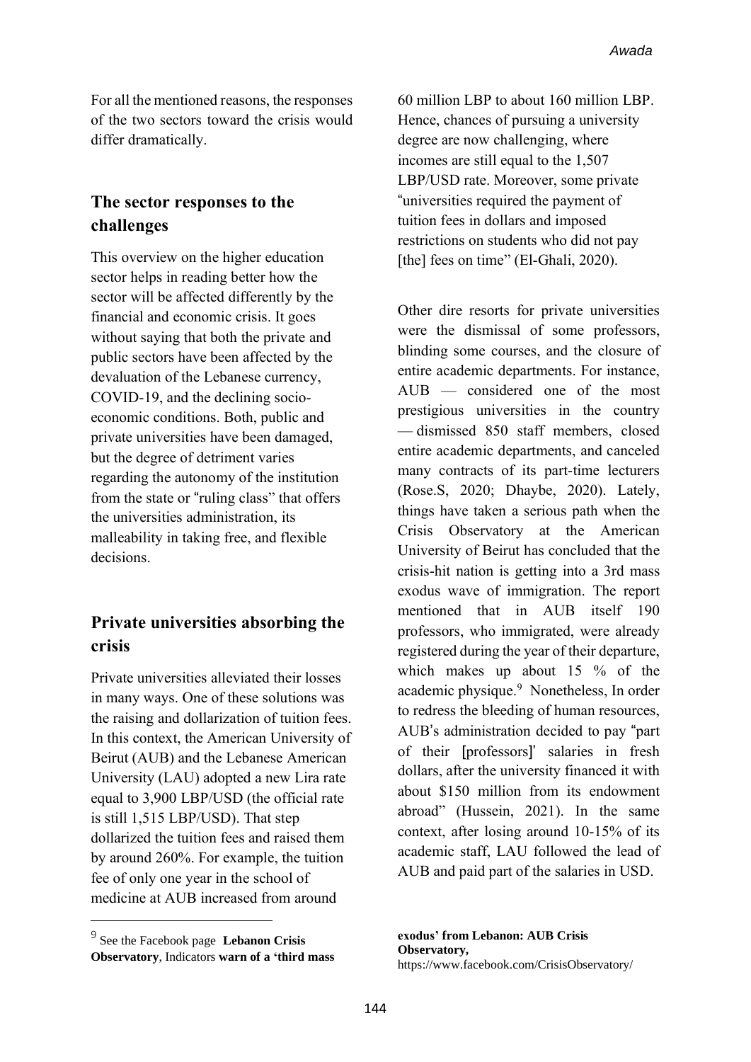For all the mentioned reasons, the responses of the two sectors toward the crisis would differ dramatically.

## The sector responses to the challenges

This overview on the higher education sector helps in reading better how the sector will be affected differently by the financial and economic crisis. It goes without saying that both the private and public sectors have been affected by the devaluation of the Lebanese currency, COVID-19, and the declining socio-economic conditions. Both, public and private universities have been damaged, but the degree of detriment varies regarding the autonomy of the institution from the state or "ruling class" that offers the universities administration, its malleability in taking free, and flexible decisions.

## Private universities absorbing the crisis

Private universities alleviated their losses in many ways. One of these solutions was the raising and dollarization of tuition fees. In this context, the American University of Beirut (AUB) and the Lebanese American University (LAU) adopted a new Lira rate equal to 3,900 LBP/USD (the official rate is still 1,515 LBP/USD). That step dollarized the tuition fees and raised them by around 260%. For example, the tuition fee of only one year in the school of medicine at AUB increased from around 60 million LBP to about 160 million LBP. Hence, chances of pursuing a university degree are now challenging, where incomes are still equal to the 1,507 LBP/USD rate. Moreover, some private "universities required the payment of tuition fees in dollars and imposed restrictions on students who did not pay [the] fees on time" (El-Ghali, 2020).

Other dire resorts for private universities were the dismissal of some professors, blinding some courses, and the closure of entire academic departments. For instance, AUB — considered one of the most prestigious universities in the country — dismissed 850 staff members, closed entire academic departments, and canceled many contracts of its part-time lecturers (Rose.S, 2020; Dhaybe, 2020). Lately, things have taken a serious path when the Crisis Observatory at the American University of Beirut has concluded that the crisis-hit nation is getting into a 3rd mass exodus wave of immigration. The report mentioned that in AUB itself 190 professors, who immigrated, were already registered during the year of their departure, which makes up about 15 % of the academic physique.[9] Nonetheless, In order to redress the bleeding of human resources, AUB's administration decided to pay "part of their [professors]' salaries in fresh dollars, after the university financed it with about $150 million from its endowment abroad" (Hussein, 2021). In the same context, after losing around 10-15% of its academic staff, LAU followed the lead of AUB and paid part of the salaries in USD.

---

[9] See the Facebook page **Lebanon Crisis Observatory**, Indicators **warn of a 'third mass exodus' from Lebanon: AUB Crisis Observatory,** https://www.facebook.com/CrisisObservatory/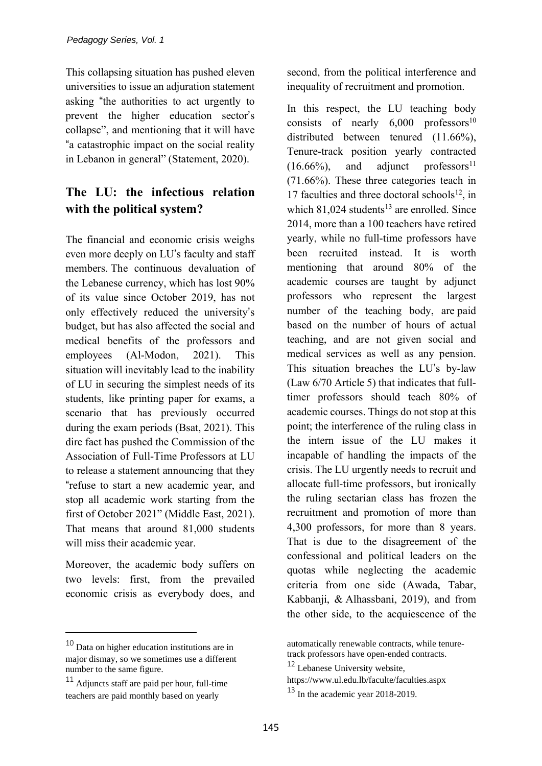This collapsing situation has pushed eleven universities to issue an adjuration statement asking "the authorities to act urgently to prevent the higher education sector's collapse", and mentioning that it will have "a catastrophic impact on the social reality in Lebanon in general" (Statement, 2020).

## The LU: the infectious relation with the political system?

The financial and economic crisis weighs even more deeply on LU's faculty and staff members. The continuous devaluation of the Lebanese currency, which has lost 90% of its value since October 2019, has not only effectively reduced the university's budget, but has also affected the social and medical benefits of the professors and employees (Al-Modon, 2021). This situation will inevitably lead to the inability of LU in securing the simplest needs of its students, like printing paper for exams, a scenario that has previously occurred during the exam periods (Bsat, 2021). This dire fact has pushed the Commission of the Association of Full-Time Professors at LU to release a statement announcing that they "refuse to start a new academic year, and stop all academic work starting from the first of October 2021" (Middle East, 2021). That means that around 81,000 students will miss their academic year.

Moreover, the academic body suffers on two levels: first, from the prevailed economic crisis as everybody does, and second, from the political interference and inequality of recruitment and promotion.

In this respect, the LU teaching body consists of nearly 6,000 professors[10] distributed between tenured (11.66%), Tenure-track position yearly contracted (16.66%), and adjunct professors[11] (71.66%). These three categories teach in 17 faculties and three doctoral schools[12], in which 81,024 students[13] are enrolled. Since 2014, more than a 100 teachers have retired yearly, while no full-time professors have been recruited instead. It is worth mentioning that around 80% of the academic courses are taught by adjunct professors who represent the largest number of the teaching body, are paid based on the number of hours of actual teaching, and are not given social and medical services as well as any pension. This situation breaches the LU's by-law (Law 6/70 Article 5) that indicates that full-timer professors should teach 80% of academic courses. Things do not stop at this point; the interference of the ruling class in the intern issue of the LU makes it incapable of handling the impacts of the crisis. The LU urgently needs to recruit and allocate full-time professors, but ironically the ruling sectarian class has frozen the recruitment and promotion of more than 4,300 professors, for more than 8 years. That is due to the disagreement of the confessional and political leaders on the quotas while neglecting the academic criteria from one side (Awada, Tabar, Kabbanji, & Alhassbani, 2019), and from the other side, to the acquiescence of the

---

[10] Data on higher education institutions are in major dismay, so we sometimes use a different number to the same figure.

[11] Adjuncts staff are paid per hour, full-time teachers are paid monthly based on yearly automatically renewable contracts, while tenure-track professors have open-ended contracts.

[12] Lebanese University website, https://www.ul.edu.lb/faculte/faculties.aspx

[13] In the academic year 2018-2019.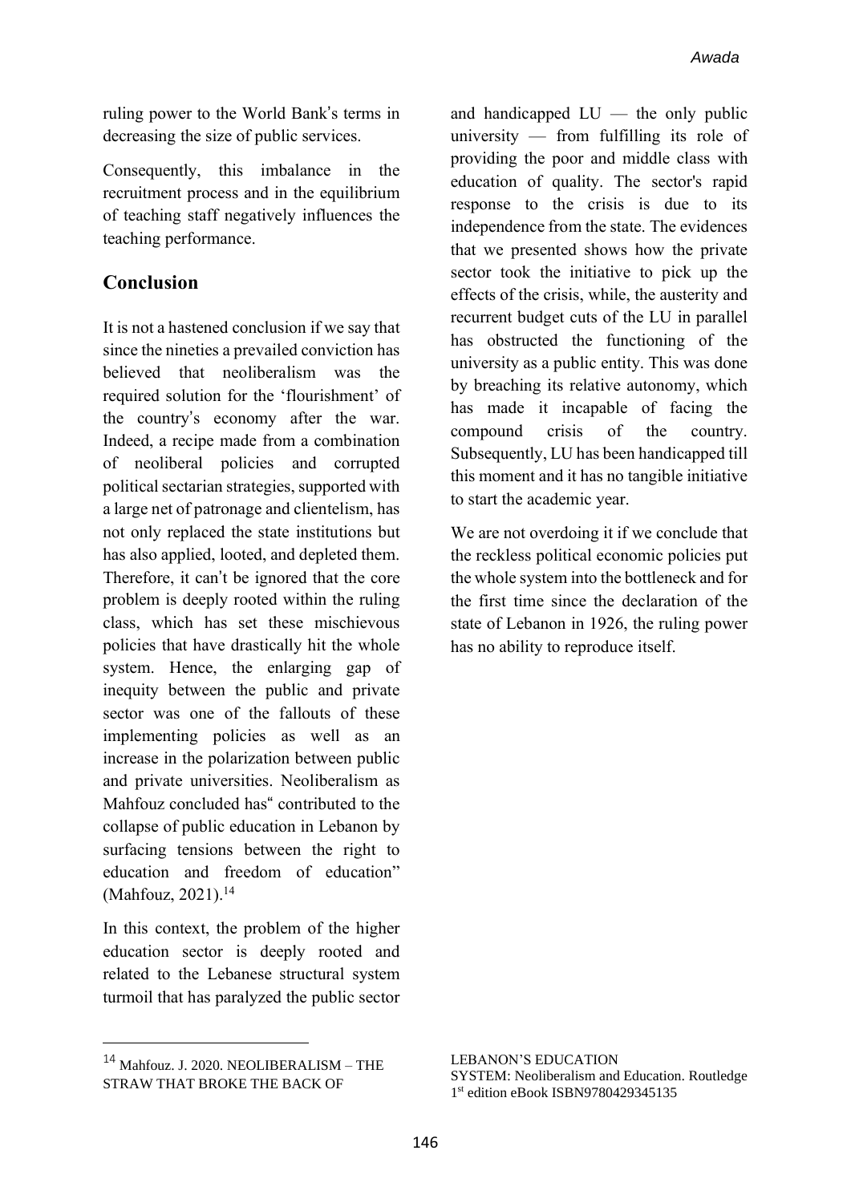ruling power to the World Bank's terms in decreasing the size of public services.

Consequently, this imbalance in the recruitment process and in the equilibrium of teaching staff negatively influences the teaching performance.

## Conclusion

It is not a hastened conclusion if we say that since the nineties a prevailed conviction has believed that neoliberalism was the required solution for the 'flourishment' of the country's economy after the war. Indeed, a recipe made from a combination of neoliberal policies and corrupted political sectarian strategies, supported with a large net of patronage and clientelism, has not only replaced the state institutions but has also applied, looted, and depleted them. Therefore, it can't be ignored that the core problem is deeply rooted within the ruling class, which has set these mischievous policies that have drastically hit the whole system. Hence, the enlarging gap of inequity between the public and private sector was one of the fallouts of these implementing policies as well as an increase in the polarization between public and private universities. Neoliberalism as Mahfouz concluded has" contributed to the collapse of public education in Lebanon by surfacing tensions between the right to education and freedom of education" (Mahfouz, 2021).[14]

In this context, the problem of the higher education sector is deeply rooted and related to the Lebanese structural system turmoil that has paralyzed the public sector and handicapped LU — the only public university — from fulfilling its role of providing the poor and middle class with education of quality. The sector's rapid response to the crisis is due to its independence from the state. The evidences that we presented shows how the private sector took the initiative to pick up the effects of the crisis, while, the austerity and recurrent budget cuts of the LU in parallel has obstructed the functioning of the university as a public entity. This was done by breaching its relative autonomy, which has made it incapable of facing the compound crisis of the country. Subsequently, LU has been handicapped till this moment and it has no tangible initiative to start the academic year.

We are not overdoing it if we conclude that the reckless political economic policies put the whole system into the bottleneck and for the first time since the declaration of the state of Lebanon in 1926, the ruling power has no ability to reproduce itself.

---

[14] Mahfouz. J. 2020. NEOLIBERALISM – THE STRAW THAT BROKE THE BACK OF LEBANON'S EDUCATION SYSTEM: Neoliberalism and Education. Routledge 1st edition eBook ISBN9780429345135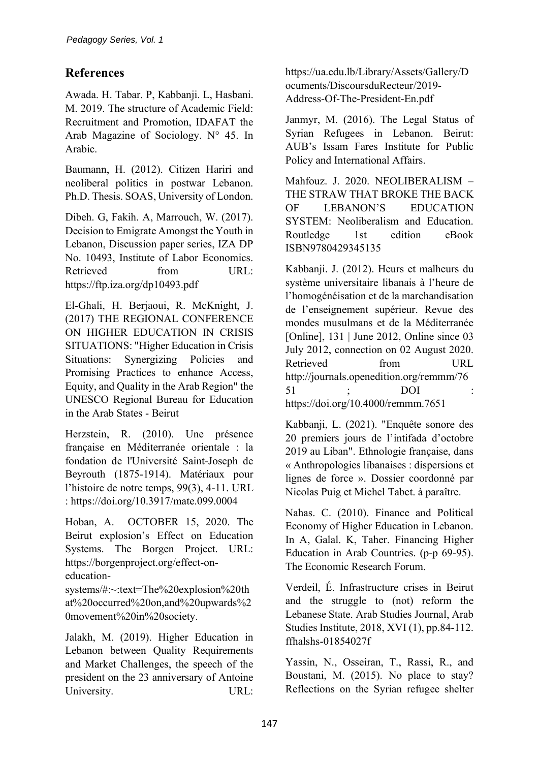## References

Awada. H. Tabar. P, Kabbanji. L, Hasbani. M. 2019. The structure of Academic Field: Recruitment and Promotion, IDAFAT the Arab Magazine of Sociology. N° 45. In Arabic.

Baumann, H. (2012). Citizen Hariri and neoliberal politics in postwar Lebanon. Ph.D. Thesis. SOAS, University of London.

Dibeh. G, Fakih. A, Marrouch, W. (2017). Decision to Emigrate Amongst the Youth in Lebanon, Discussion paper series, IZA DP No. 10493, Institute of Labor Economics. Retrieved from URL: https://ftp.iza.org/dp10493.pdf

El-Ghali, H. Berjaoui, R. McKnight, J. (2017) THE REGIONAL CONFERENCE ON HIGHER EDUCATION IN CRISIS SITUATIONS: "Higher Education in Crisis Situations: Synergizing Policies and Promising Practices to enhance Access, Equity, and Quality in the Arab Region" the UNESCO Regional Bureau for Education in the Arab States - Beirut

Herzstein, R. (2010). Une présence française en Méditerranée orientale : la fondation de l'Université Saint-Joseph de Beyrouth (1875-1914). Matériaux pour l'histoire de notre temps, 99(3), 4-11. URL : https://doi.org/10.3917/mate.099.0004

Hoban, A. OCTOBER 15, 2020. The Beirut explosion's Effect on Education Systems. The Borgen Project. URL: https://borgenproject.org/effect-on-education-systems/#:~:text=The%20explosion%20that%20occurred%20on,and%20upwards%20movement%20in%20society.

Jalakh, M. (2019). Higher Education in Lebanon between Quality Requirements and Market Challenges, the speech of the president on the 23 anniversary of Antoine University. URL: https://ua.edu.lb/Library/Assets/Gallery/Documents/DiscoursduRecteur/2019-Address-Of-The-President-En.pdf

Janmyr, M. (2016). The Legal Status of Syrian Refugees in Lebanon. Beirut: AUB's Issam Fares Institute for Public Policy and International Affairs.

Mahfouz. J. 2020. NEOLIBERALISM – THE STRAW THAT BROKE THE BACK OF LEBANON'S EDUCATION SYSTEM: Neoliberalism and Education. Routledge 1st edition eBook ISBN9780429345135

Kabbanji. J. (2012). Heurs et malheurs du système universitaire libanais à l'heure de l'homogénéisation et de la marchandisation de l'enseignement supérieur. Revue des mondes musulmans et de la Méditerranée [Online], 131 | June 2012, Online since 03 July 2012, connection on 02 August 2020. Retrieved from URL http://journals.openedition.org/remmm/7651 ; DOI : https://doi.org/10.4000/remmm.7651

Kabbanji, L. (2021). "Enquête sonore des 20 premiers jours de l'intifada d'octobre 2019 au Liban". Ethnologie française, dans « Anthropologies libanaises : dispersions et lignes de force ». Dossier coordonné par Nicolas Puig et Michel Tabet. à paraître.

Nahas. C. (2010). Finance and Political Economy of Higher Education in Lebanon. In A, Galal. K, Taher. Financing Higher Education in Arab Countries. (p-p 69-95). The Economic Research Forum.

Verdeil, É. Infrastructure crises in Beirut and the struggle to (not) reform the Lebanese State. Arab Studies Journal, Arab Studies Institute, 2018, XVI (1), pp.84-112. ffhalshs-01854027f

Yassin, N., Osseiran, T., Rassi, R., and Boustani, M. (2015). No place to stay? Reflections on the Syrian refugee shelter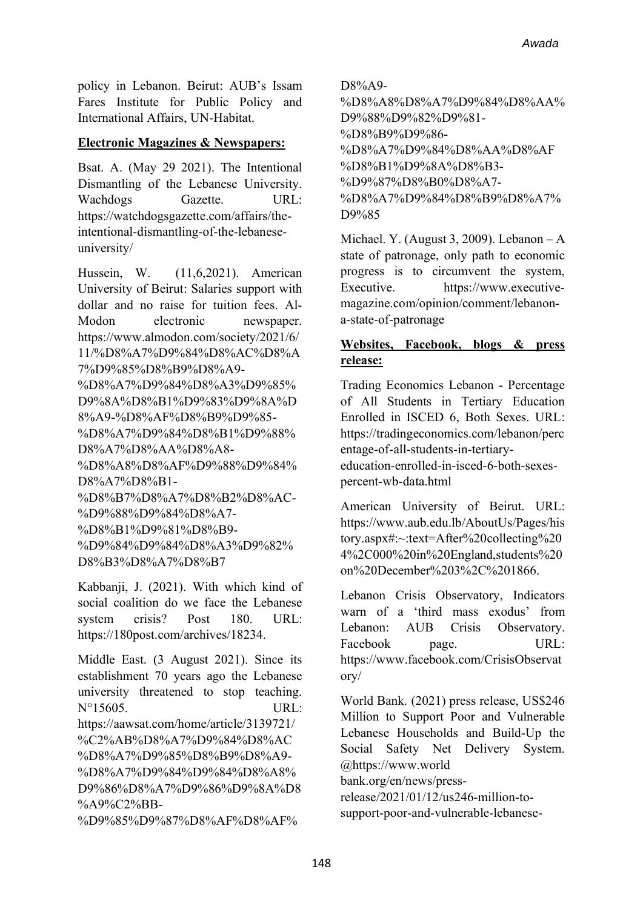policy in Lebanon. Beirut: AUB's Issam Fares Institute for Public Policy and International Affairs, UN-Habitat.

**Electronic Magazines & Newspapers:**

Bsat. A. (May 29 2021). The Intentional Dismantling of the Lebanese University. Wachdogs Gazette. URL: https://watchdogsgazette.com/affairs/the-intentional-dismantling-of-the-lebanese-university/

Hussein, W. (11,6,2021). American University of Beirut: Salaries support with dollar and no raise for tuition fees. Al-Modon electronic newspaper. https://www.almodon.com/society/2021/6/11/%D8%A7%D9%84%D8%AC%D8%A7%D9%85%D8%B9%D8%A9-%D8%A7%D9%84%D8%A3%D9%85%D9%8A%D8%B1%D9%83%D9%8A%D8%A9-%D8%AF%D8%B9%D9%85-%D8%A7%D9%84%D8%B1%D9%88%D8%A7%D8%AA%D8%A8-%D8%A8%D8%AF%D9%88%D9%84%D8%A7%D8%B1-%D8%B7%D8%A7%D8%B2%D8%AC-%D9%88%D9%84%D8%A7-%D8%B1%D9%81%D8%B9-%D9%84%D9%84%D8%A3%D9%82%D8%B3%D8%A7%D8%B7

Kabbanji, J. (2021). With which kind of social coalition do we face the Lebanese system crisis? Post 180. URL: https://180post.com/archives/18234.

Middle East. (3 August 2021). Since its establishment 70 years ago the Lebanese university threatened to stop teaching. N°15605. URL: https://aawsat.com/home/article/3139721/%C2%AB%D8%A7%D9%84%D8%AC%D8%A7%D9%85%D8%B9%D8%A9-%D8%A7%D9%84%D9%84%D8%A8%D9%86%D8%A7%D9%86%D9%8A%D8%A9%C2%BB-%D9%85%D9%87%D8%AF%D8%AF%D8%A9-%D8%A8%D8%A7%D9%84%D8%AA%D9%88%D9%82%D9%81-%D8%B9%D9%86-%D8%A7%D9%84%D8%AA%D8%AF%D8%B1%D9%8A%D8%B3-%D9%87%D8%B0%D8%A7-%D8%A7%D9%84%D8%B9%D8%A7%D9%85

Michael. Y. (August 3, 2009). Lebanon – A state of patronage, only path to economic progress is to circumvent the system, Executive. https://www.executive-magazine.com/opinion/comment/lebanon-a-state-of-patronage

**Websites, Facebook, blogs & press release:**

Trading Economics Lebanon - Percentage of All Students in Tertiary Education Enrolled in ISCED 6, Both Sexes. URL: https://tradingeconomics.com/lebanon/percentage-of-all-students-in-tertiary-education-enrolled-in-isced-6-both-sexes-percent-wb-data.html

American University of Beirut. URL: https://www.aub.edu.lb/AboutUs/Pages/history.aspx#:~:text=After%20collecting%204%2C000%20in%20England,students%20on%20December%203%2C%201866.

Lebanon Crisis Observatory, Indicators warn of a 'third mass exodus' from Lebanon: AUB Crisis Observatory. Facebook page. URL: https://www.facebook.com/CrisisObservatory/

World Bank. (2021) press release, US$246 Million to Support Poor and Vulnerable Lebanese Households and Build-Up the Social Safety Net Delivery System. @https://www.world bank.org/en/news/press-release/2021/01/12/us246-million-to-support-poor-and-vulnerable-lebanese-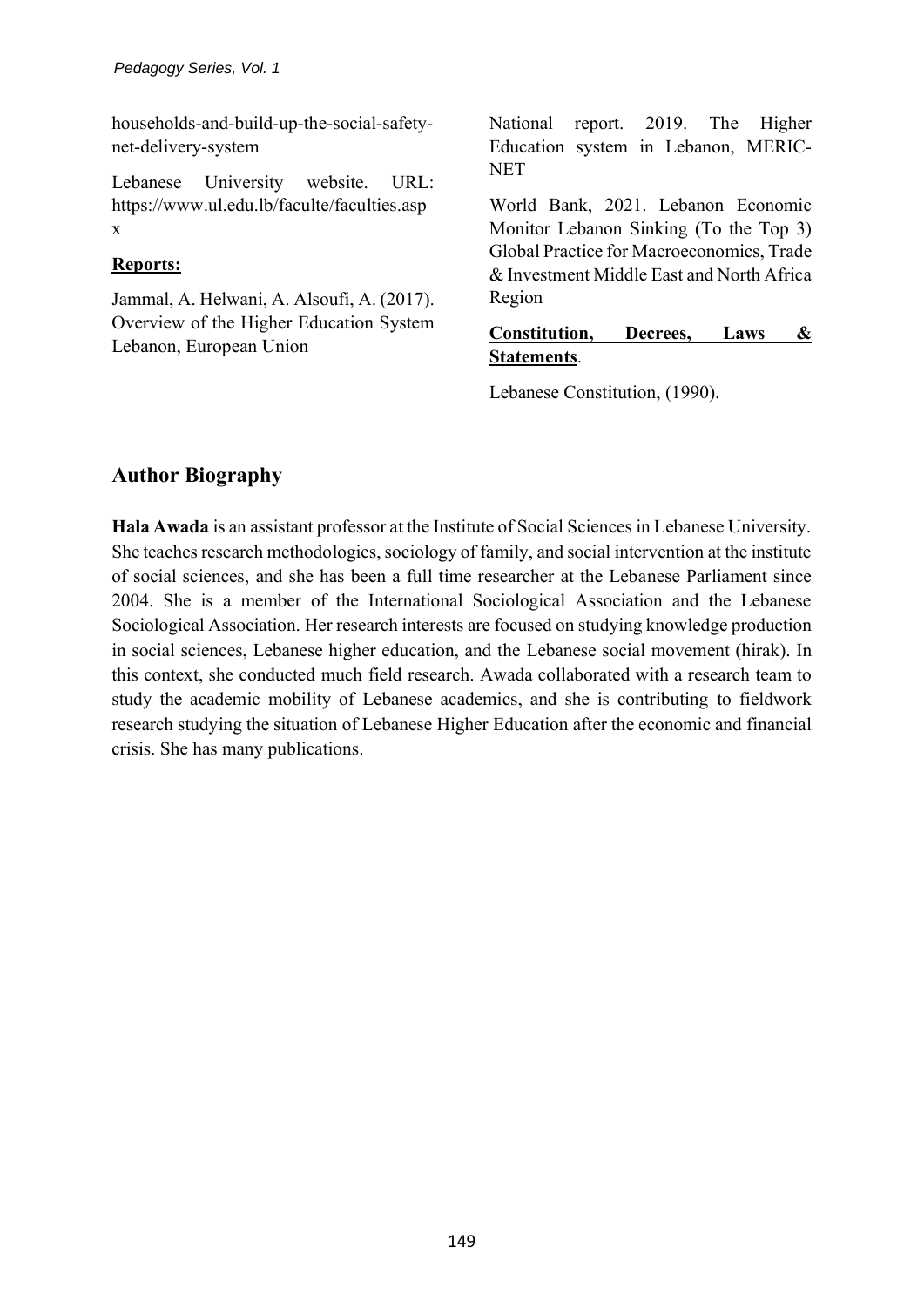households-and-build-up-the-social-safety-net-delivery-system

Lebanese University website. URL: https://www.ul.edu.lb/faculte/faculties.aspx

**Reports:**

Jammal, A. Helwani, A. Alsoufi, A. (2017). Overview of the Higher Education System Lebanon, European Union

National report. 2019. The Higher Education system in Lebanon, MERIC-NET

World Bank, 2021. Lebanon Economic Monitor Lebanon Sinking (To the Top 3) Global Practice for Macroeconomics, Trade & Investment Middle East and North Africa Region

**Constitution, Decrees, Laws & Statements**.

Lebanese Constitution, (1990).

## Author Biography

**Hala Awada** is an assistant professor at the Institute of Social Sciences in Lebanese University. She teaches research methodologies, sociology of family, and social intervention at the institute of social sciences, and she has been a full time researcher at the Lebanese Parliament since 2004. She is a member of the International Sociological Association and the Lebanese Sociological Association. Her research interests are focused on studying knowledge production in social sciences, Lebanese higher education, and the Lebanese social movement (hirak). In this context, she conducted much field research. Awada collaborated with a research team to study the academic mobility of Lebanese academics, and she is contributing to fieldwork research studying the situation of Lebanese Higher Education after the economic and financial crisis. She has many publications.